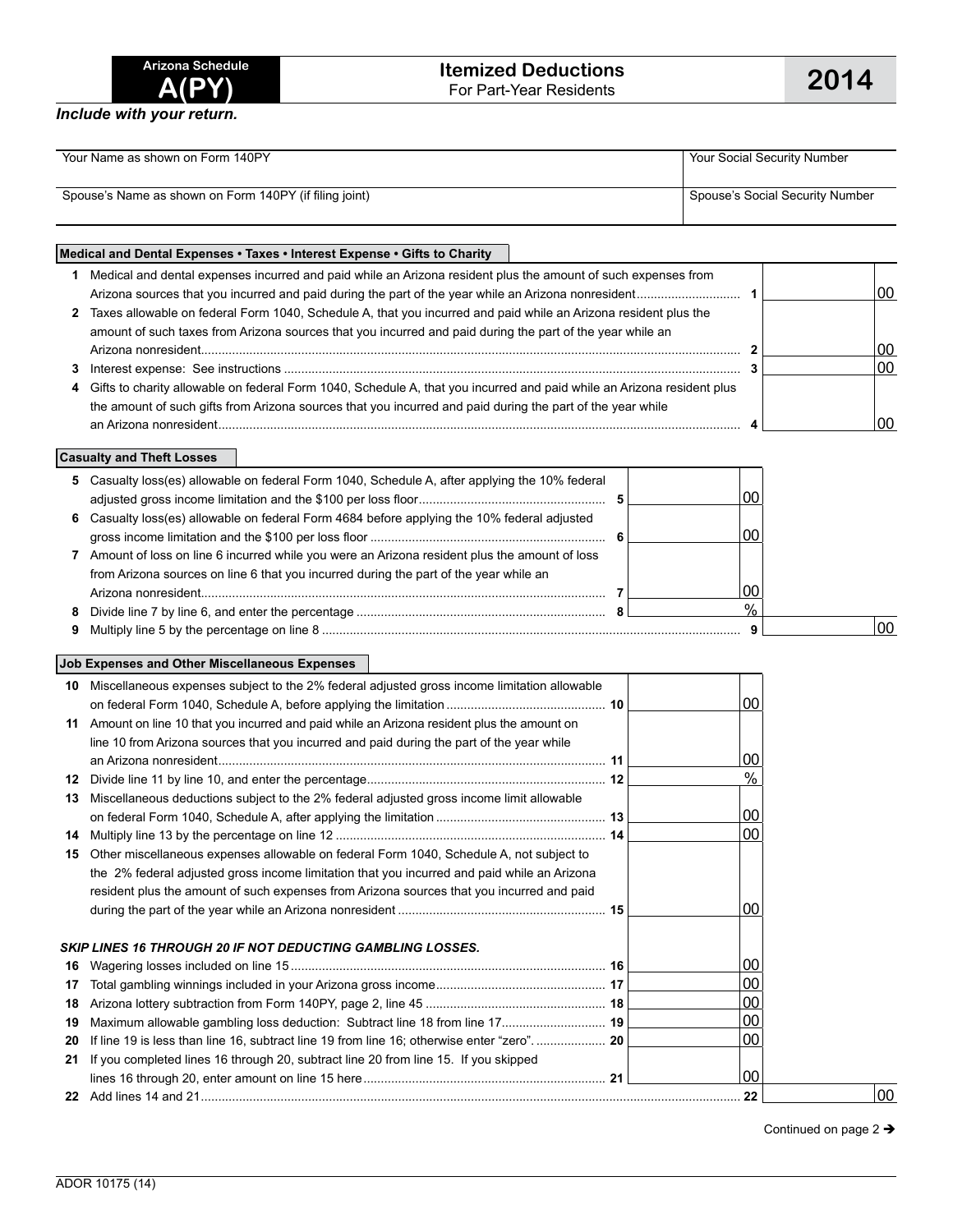# Arizona Schedule A(PY)

## Itemized Deductions
For Part-Year Residents

**2014**

*Include with your return.*

| Your Name as shown on Form 140PY | Your Social Security Number |
|---|---|
| Spouse's Name as shown on Form 140PY (if filing joint) | Spouse's Social Security Number |

### Medical and Dental Expenses • Taxes • Interest Expense • Gifts to Charity

| | | | |
|---|---|---|---|
| 1 | Medical and dental expenses incurred and paid while an Arizona resident plus the amount of such expenses from Arizona sources that you incurred and paid during the part of the year while an Arizona nonresident | 1 | 00 |
| 2 | Taxes allowable on federal Form 1040, Schedule A, that you incurred and paid while an Arizona resident plus the amount of such taxes from Arizona sources that you incurred and paid during the part of the year while an Arizona nonresident | 2 | 00 |
| 3 | Interest expense: See instructions | 3 | 00 |
| 4 | Gifts to charity allowable on federal Form 1040, Schedule A, that you incurred and paid while an Arizona resident plus the amount of such gifts from Arizona sources that you incurred and paid during the part of the year while an Arizona nonresident | 4 | 00 |

### Casualty and Theft Losses

| | | | | |
|---|---|---|---|---|
| 5 | Casualty loss(es) allowable on federal Form 1040, Schedule A, after applying the 10% federal adjusted gross income limitation and the $100 per loss floor | 5 | 00 | |
| 6 | Casualty loss(es) allowable on federal Form 4684 before applying the 10% federal adjusted gross income limitation and the $100 per loss floor | 6 | 00 | |
| 7 | Amount of loss on line 6 incurred while you were an Arizona resident plus the amount of loss from Arizona sources on line 6 that you incurred during the part of the year while an Arizona nonresident | 7 | 00 | |
| 8 | Divide line 7 by line 6, and enter the percentage | 8 | % | |
| 9 | Multiply line 5 by the percentage on line 8 | 9 | | 00 |

### Job Expenses and Other Miscellaneous Expenses

| | | | | |
|---|---|---|---|---|
| 10 | Miscellaneous expenses subject to the 2% federal adjusted gross income limitation allowable on federal Form 1040, Schedule A, before applying the limitation | 10 | 00 | |
| 11 | Amount on line 10 that you incurred and paid while an Arizona resident plus the amount on line 10 from Arizona sources that you incurred and paid during the part of the year while an Arizona nonresident | 11 | 00 | |
| 12 | Divide line 11 by line 10, and enter the percentage | 12 | % | |
| 13 | Miscellaneous deductions subject to the 2% federal adjusted gross income limit allowable on federal Form 1040, Schedule A, after applying the limitation | 13 | 00 | |
| 14 | Multiply line 13 by the percentage on line 12 | 14 | 00 | |
| 15 | Other miscellaneous expenses allowable on federal Form 1040, Schedule A, not subject to the 2% federal adjusted gross income limitation that you incurred and paid while an Arizona resident plus the amount of such expenses from Arizona sources that you incurred and paid during the part of the year while an Arizona nonresident | 15 | 00 | |
| | ***SKIP LINES 16 THROUGH 20 IF NOT DEDUCTING GAMBLING LOSSES.*** | | | |
| 16 | Wagering losses included on line 15 | 16 | 00 | |
| 17 | Total gambling winnings included in your Arizona gross income | 17 | 00 | |
| 18 | Arizona lottery subtraction from Form 140PY, page 2, line 45 | 18 | 00 | |
| 19 | Maximum allowable gambling loss deduction: Subtract line 18 from line 17 | 19 | 00 | |
| 20 | If line 19 is less than line 16, subtract line 19 from line 16; otherwise enter "zero". | 20 | 00 | |
| 21 | If you completed lines 16 through 20, subtract line 20 from line 15. If you skipped lines 16 through 20, enter amount on line 15 here | 21 | 00 | |
| 22 | Add lines 14 and 21 | 22 | | 00 |

Continued on page 2 ➔

ADOR 10175 (14)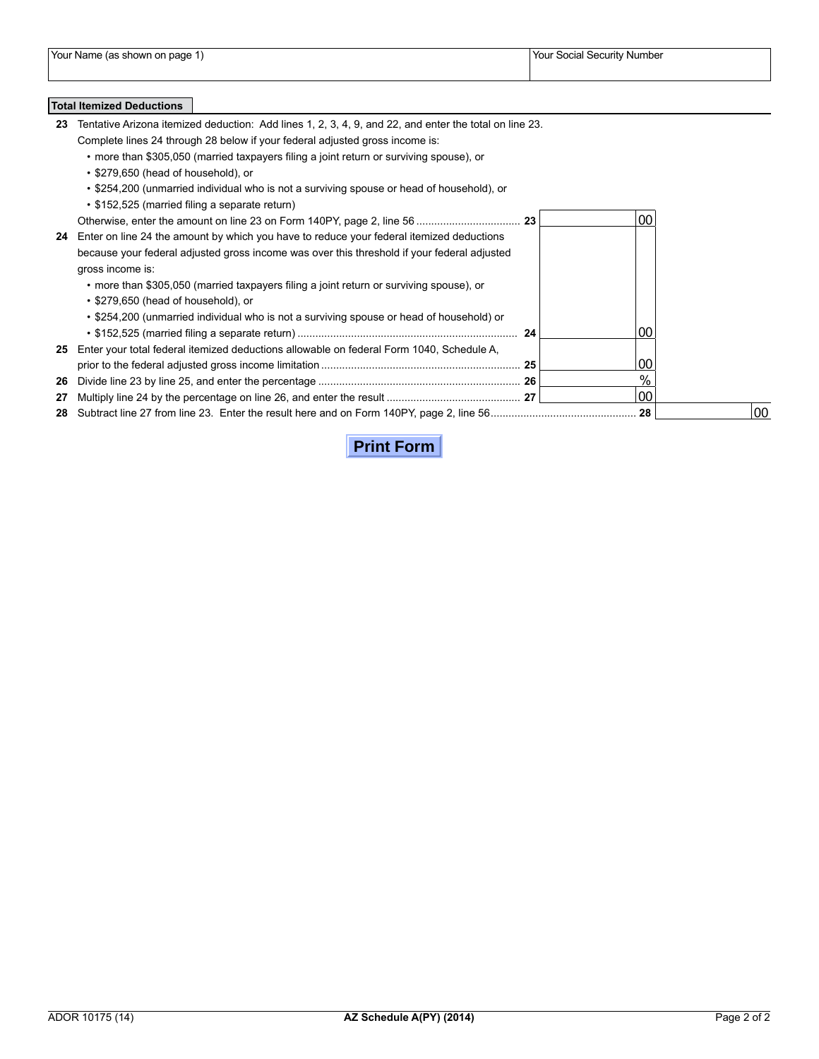| Your Name (as shown on page 1) | Your Social Security Number |
| --- | --- |
| | |

## Total Itemized Deductions

**23** Tentative Arizona itemized deduction: Add lines 1, 2, 3, 4, 9, and 22, and enter the total on line 23.
Complete lines 24 through 28 below if your federal adjusted gross income is:

- more than $305,050 (married taxpayers filing a joint return or surviving spouse), or
- $279,650 (head of household), or
- $254,200 (unmarried individual who is not a surviving spouse or head of household), or
- $152,525 (married filing a separate return)

Otherwise, enter the amount on line 23 on Form 140PY, page 2, line 56 .................................. **23** ______ 00

**24** Enter on line 24 the amount by which you have to reduce your federal itemized deductions because your federal adjusted gross income was over this threshold if your federal adjusted gross income is:

- more than $305,050 (married taxpayers filing a joint return or surviving spouse), or
- $279,650 (head of household), or
- $254,200 (unmarried individual who is not a surviving spouse or head of household) or
- $152,525 (married filing a separate return) ........................................................................ **24** ______ 00

**25** Enter your total federal itemized deductions allowable on federal Form 1040, Schedule A, prior to the federal adjusted gross income limitation .................................................................. **25** ______ 00

**26** Divide line 23 by line 25, and enter the percentage ................................................................... **26** ______ %

**27** Multiply line 24 by the percentage on line 26, and enter the result ............................................ **27** ______ 00

**28** Subtract line 27 from line 23. Enter the result here and on Form 140PY, page 2, line 56................................................ **28** ______ 00

Print Form

ADOR 10175 (14) AZ Schedule A(PY) (2014)